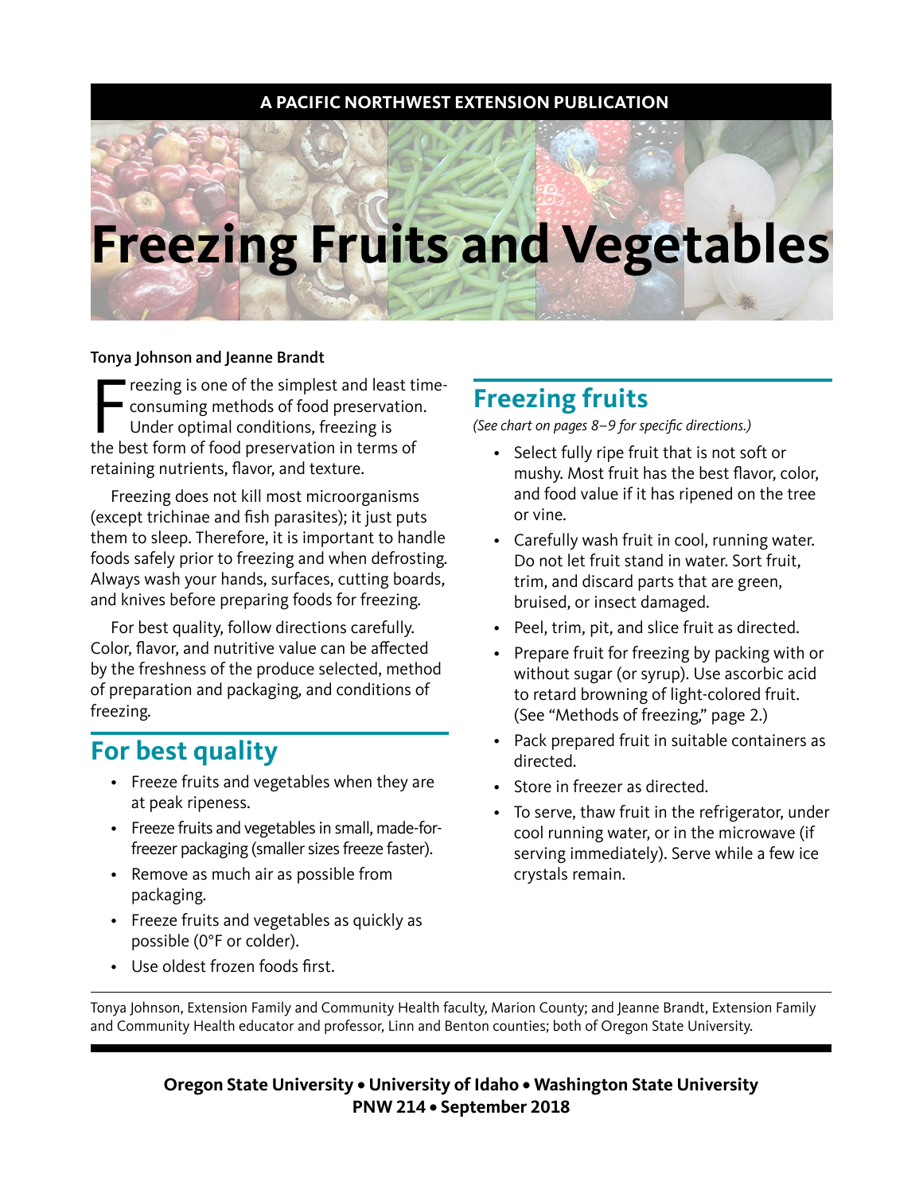A PACIFIC NORTHWEST EXTENSION PUBLICATION

# Freezing Fruits and Vegetables

**Tonya Johnson and Jeanne Brandt**

Freezing is one of the simplest and least time-consuming methods of food preservation. Under optimal conditions, freezing is the best form of food preservation in terms of retaining nutrients, flavor, and texture.

Freezing does not kill most microorganisms (except trichinae and fish parasites); it just puts them to sleep. Therefore, it is important to handle foods safely prior to freezing and when defrosting. Always wash your hands, surfaces, cutting boards, and knives before preparing foods for freezing.

For best quality, follow directions carefully. Color, flavor, and nutritive value can be affected by the freshness of the produce selected, method of preparation and packaging, and conditions of freezing.

## For best quality

- Freeze fruits and vegetables when they are at peak ripeness.
- Freeze fruits and vegetables in small, made-for-freezer packaging (smaller sizes freeze faster).
- Remove as much air as possible from packaging.
- Freeze fruits and vegetables as quickly as possible (0°F or colder).
- Use oldest frozen foods first.

## Freezing fruits

*(See chart on pages 8–9 for specific directions.)*

- Select fully ripe fruit that is not soft or mushy. Most fruit has the best flavor, color, and food value if it has ripened on the tree or vine.
- Carefully wash fruit in cool, running water. Do not let fruit stand in water. Sort fruit, trim, and discard parts that are green, bruised, or insect damaged.
- Peel, trim, pit, and slice fruit as directed.
- Prepare fruit for freezing by packing with or without sugar (or syrup). Use ascorbic acid to retard browning of light-colored fruit. (See "Methods of freezing," page 2.)
- Pack prepared fruit in suitable containers as directed.
- Store in freezer as directed.
- To serve, thaw fruit in the refrigerator, under cool running water, or in the microwave (if serving immediately). Serve while a few ice crystals remain.

Tonya Johnson, Extension Family and Community Health faculty, Marion County; and Jeanne Brandt, Extension Family and Community Health educator and professor, Linn and Benton counties; both of Oregon State University.

**Oregon State University • University of Idaho • Washington State University**
**PNW 214 • September 2018**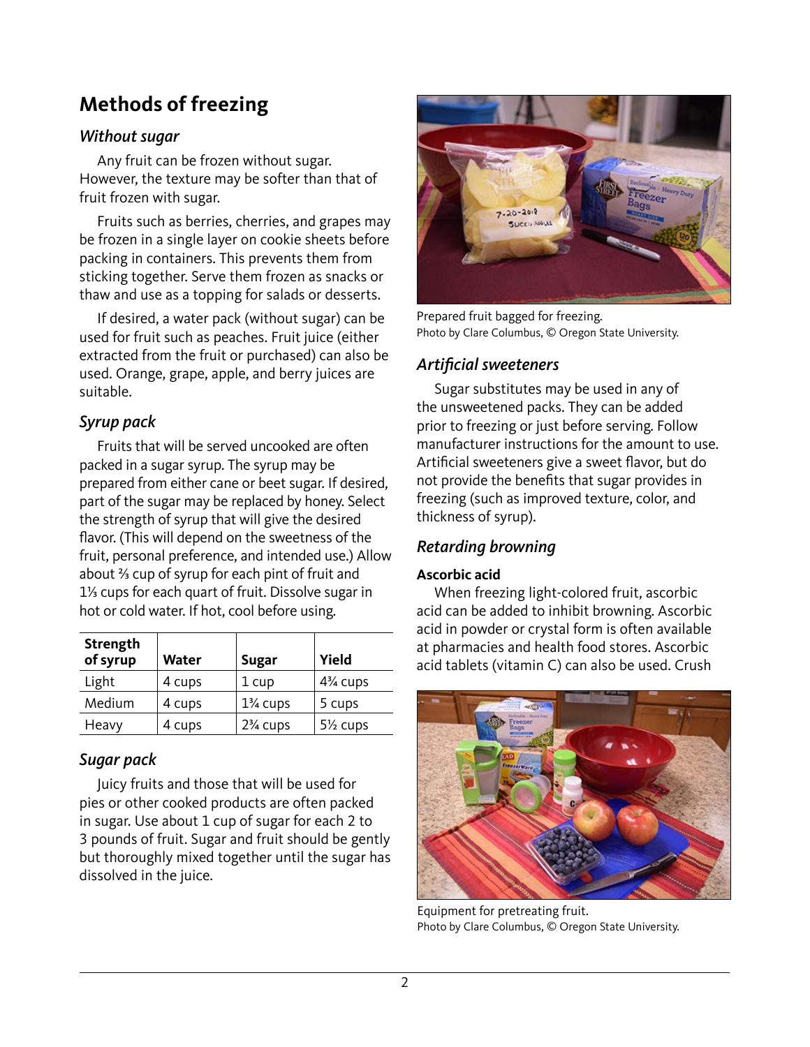## Methods of freezing

### *Without sugar*

Any fruit can be frozen without sugar. However, the texture may be softer than that of fruit frozen with sugar.

Fruits such as berries, cherries, and grapes may be frozen in a single layer on cookie sheets before packing in containers. This prevents them from sticking together. Serve them frozen as snacks or thaw and use as a topping for salads or desserts.

If desired, a water pack (without sugar) can be used for fruit such as peaches. Fruit juice (either extracted from the fruit or purchased) can also be used. Orange, grape, apple, and berry juices are suitable.

### *Syrup pack*

Fruits that will be served uncooked are often packed in a sugar syrup. The syrup may be prepared from either cane or beet sugar. If desired, part of the sugar may be replaced by honey. Select the strength of syrup that will give the desired flavor. (This will depend on the sweetness of the fruit, personal preference, and intended use.) Allow about ⅔ cup of syrup for each pint of fruit and 1⅓ cups for each quart of fruit. Dissolve sugar in hot or cold water. If hot, cool before using.

| Strength of syrup | Water | Sugar | Yield |
|---|---|---|---|
| Light | 4 cups | 1 cup | 4¾ cups |
| Medium | 4 cups | 1¾ cups | 5 cups |
| Heavy | 4 cups | 2¾ cups | 5½ cups |

### *Sugar pack*

Juicy fruits and those that will be used for pies or other cooked products are often packed in sugar. Use about 1 cup of sugar for each 2 to 3 pounds of fruit. Sugar and fruit should be gently but thoroughly mixed together until the sugar has dissolved in the juice.

Prepared fruit bagged for freezing.
Photo by Clare Columbus, © Oregon State University.

### *Artificial sweeteners*

Sugar substitutes may be used in any of the unsweetened packs. They can be added prior to freezing or just before serving. Follow manufacturer instructions for the amount to use. Artificial sweeteners give a sweet flavor, but do not provide the benefits that sugar provides in freezing (such as improved texture, color, and thickness of syrup).

### *Retarding browning*

**Ascorbic acid**

When freezing light-colored fruit, ascorbic acid can be added to inhibit browning. Ascorbic acid in powder or crystal form is often available at pharmacies and health food stores. Ascorbic acid tablets (vitamin C) can also be used. Crush

Equipment for pretreating fruit.
Photo by Clare Columbus, © Oregon State University.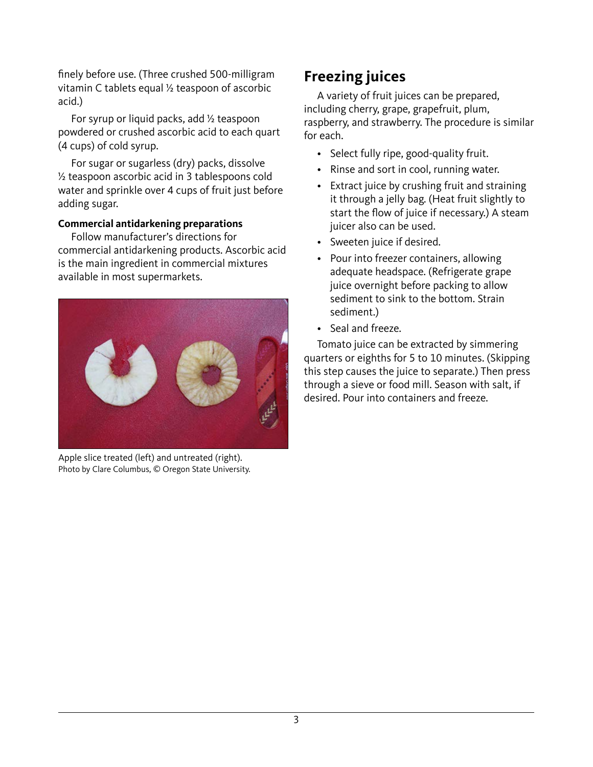finely before use. (Three crushed 500-milligram vitamin C tablets equal ½ teaspoon of ascorbic acid.)

For syrup or liquid packs, add ½ teaspoon powdered or crushed ascorbic acid to each quart (4 cups) of cold syrup.

For sugar or sugarless (dry) packs, dissolve ½ teaspoon ascorbic acid in 3 tablespoons cold water and sprinkle over 4 cups of fruit just before adding sugar.

**Commercial antidarkening preparations**

Follow manufacturer's directions for commercial antidarkening products. Ascorbic acid is the main ingredient in commercial mixtures available in most supermarkets.

Apple slice treated (left) and untreated (right).
Photo by Clare Columbus, © Oregon State University.

## Freezing juices

A variety of fruit juices can be prepared, including cherry, grape, grapefruit, plum, raspberry, and strawberry. The procedure is similar for each.

- Select fully ripe, good-quality fruit.
- Rinse and sort in cool, running water.
- Extract juice by crushing fruit and straining it through a jelly bag. (Heat fruit slightly to start the flow of juice if necessary.) A steam juicer also can be used.
- Sweeten juice if desired.
- Pour into freezer containers, allowing adequate headspace. (Refrigerate grape juice overnight before packing to allow sediment to sink to the bottom. Strain sediment.)
- Seal and freeze.

Tomato juice can be extracted by simmering quarters or eighths for 5 to 10 minutes. (Skipping this step causes the juice to separate.) Then press through a sieve or food mill. Season with salt, if desired. Pour into containers and freeze.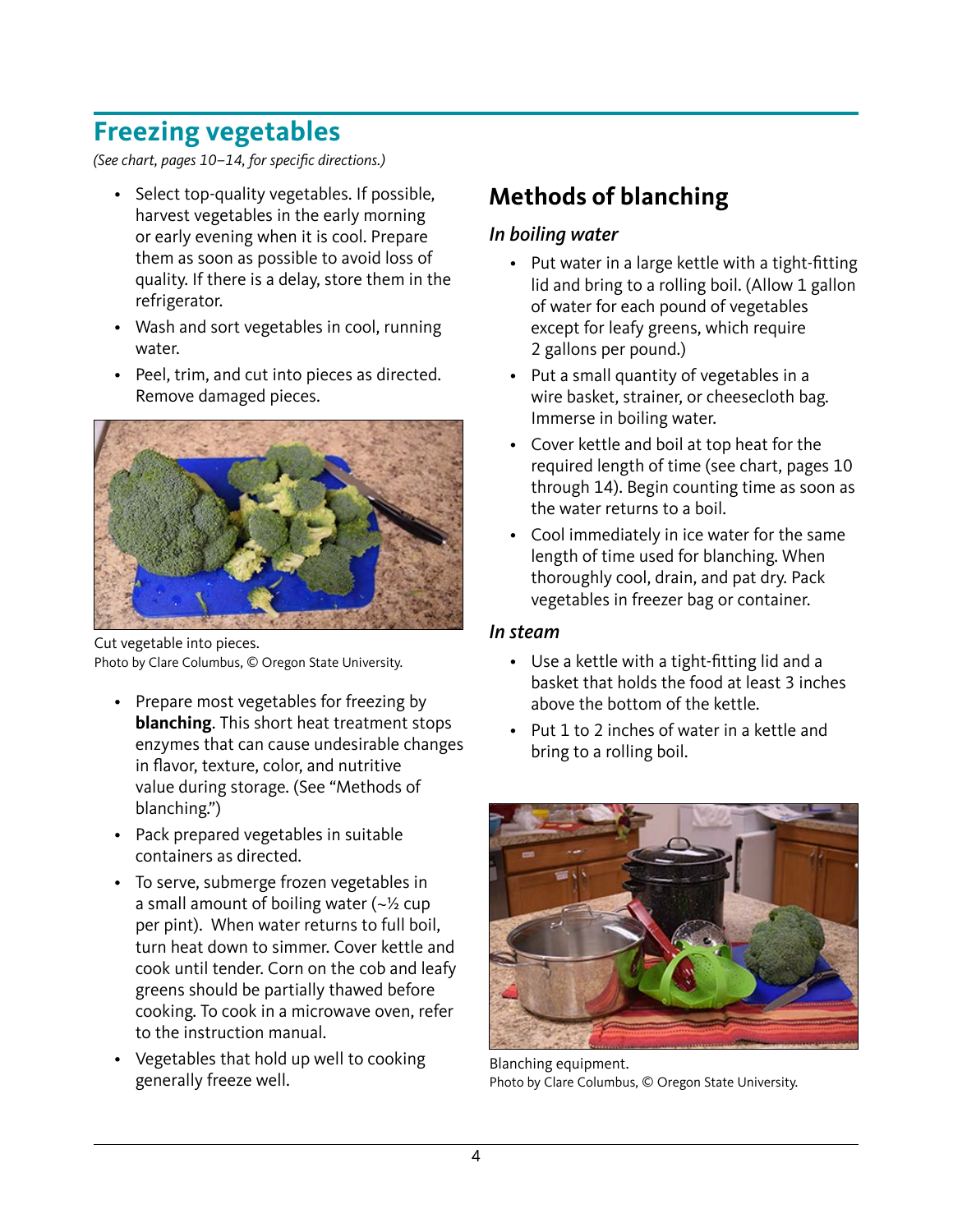## Freezing vegetables

*(See chart, pages 10–14, for specific directions.)*

- Select top-quality vegetables. If possible, harvest vegetables in the early morning or early evening when it is cool. Prepare them as soon as possible to avoid loss of quality. If there is a delay, store them in the refrigerator.
- Wash and sort vegetables in cool, running water.
- Peel, trim, and cut into pieces as directed. Remove damaged pieces.

Cut vegetable into pieces.
Photo by Clare Columbus, © Oregon State University.

- Prepare most vegetables for freezing by **blanching**. This short heat treatment stops enzymes that can cause undesirable changes in flavor, texture, color, and nutritive value during storage. (See "Methods of blanching.")
- Pack prepared vegetables in suitable containers as directed.
- To serve, submerge frozen vegetables in a small amount of boiling water (~½ cup per pint). When water returns to full boil, turn heat down to simmer. Cover kettle and cook until tender. Corn on the cob and leafy greens should be partially thawed before cooking. To cook in a microwave oven, refer to the instruction manual.
- Vegetables that hold up well to cooking generally freeze well.

## Methods of blanching

### *In boiling water*

- Put water in a large kettle with a tight-fitting lid and bring to a rolling boil. (Allow 1 gallon of water for each pound of vegetables except for leafy greens, which require 2 gallons per pound.)
- Put a small quantity of vegetables in a wire basket, strainer, or cheesecloth bag. Immerse in boiling water.
- Cover kettle and boil at top heat for the required length of time (see chart, pages 10 through 14). Begin counting time as soon as the water returns to a boil.
- Cool immediately in ice water for the same length of time used for blanching. When thoroughly cool, drain, and pat dry. Pack vegetables in freezer bag or container.

### *In steam*

- Use a kettle with a tight-fitting lid and a basket that holds the food at least 3 inches above the bottom of the kettle.
- Put 1 to 2 inches of water in a kettle and bring to a rolling boil.

Blanching equipment.
Photo by Clare Columbus, © Oregon State University.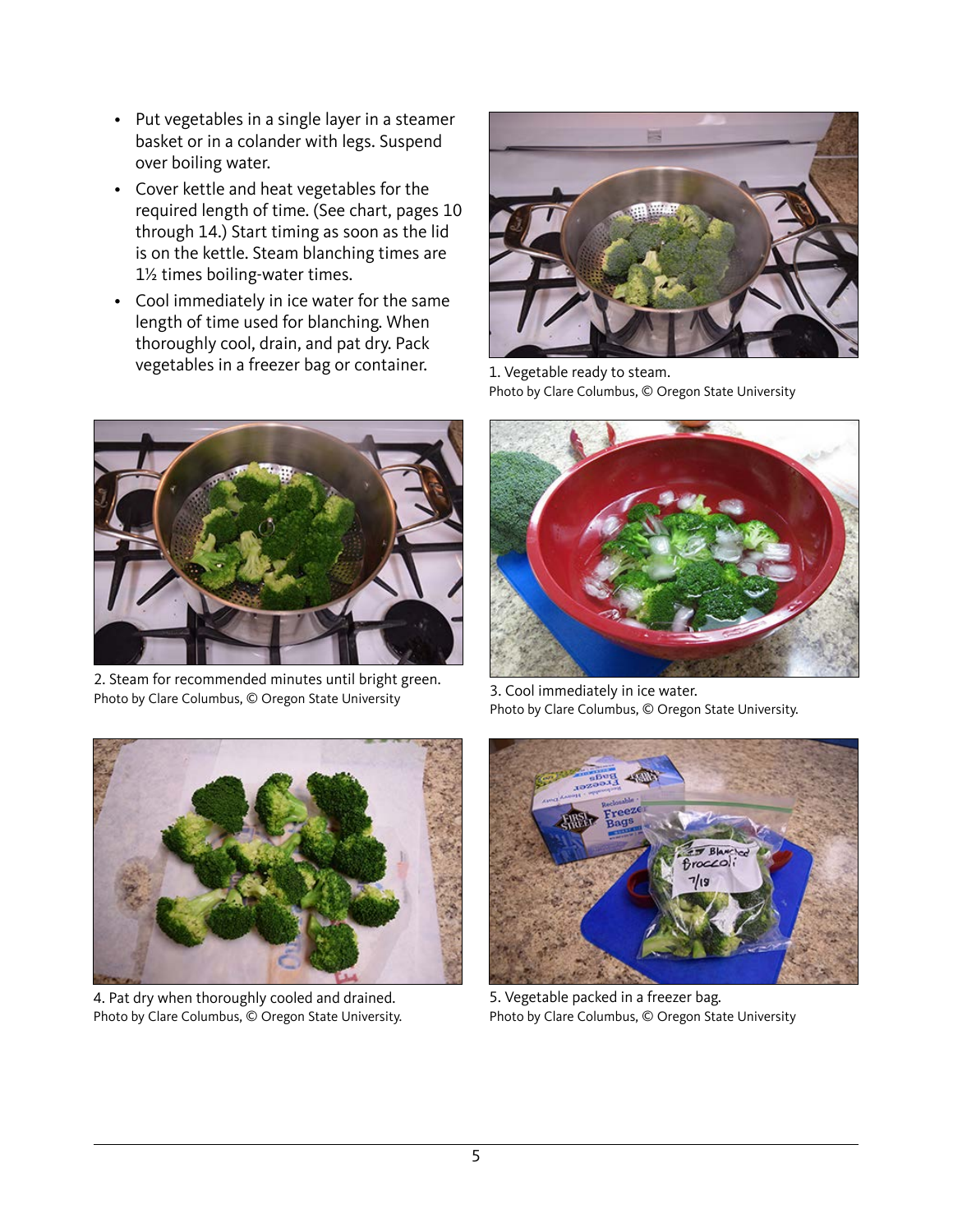- Put vegetables in a single layer in a steamer basket or in a colander with legs. Suspend over boiling water.
- Cover kettle and heat vegetables for the required length of time. (See chart, pages 10 through 14.) Start timing as soon as the lid is on the kettle. Steam blanching times are 1½ times boiling-water times.
- Cool immediately in ice water for the same length of time used for blanching. When thoroughly cool, drain, and pat dry. Pack vegetables in a freezer bag or container.

1. Vegetable ready to steam.
Photo by Clare Columbus, © Oregon State University

2. Steam for recommended minutes until bright green.
Photo by Clare Columbus, © Oregon State University

3. Cool immediately in ice water.
Photo by Clare Columbus, © Oregon State University.

4. Pat dry when thoroughly cooled and drained.
Photo by Clare Columbus, © Oregon State University.

5. Vegetable packed in a freezer bag.
Photo by Clare Columbus, © Oregon State University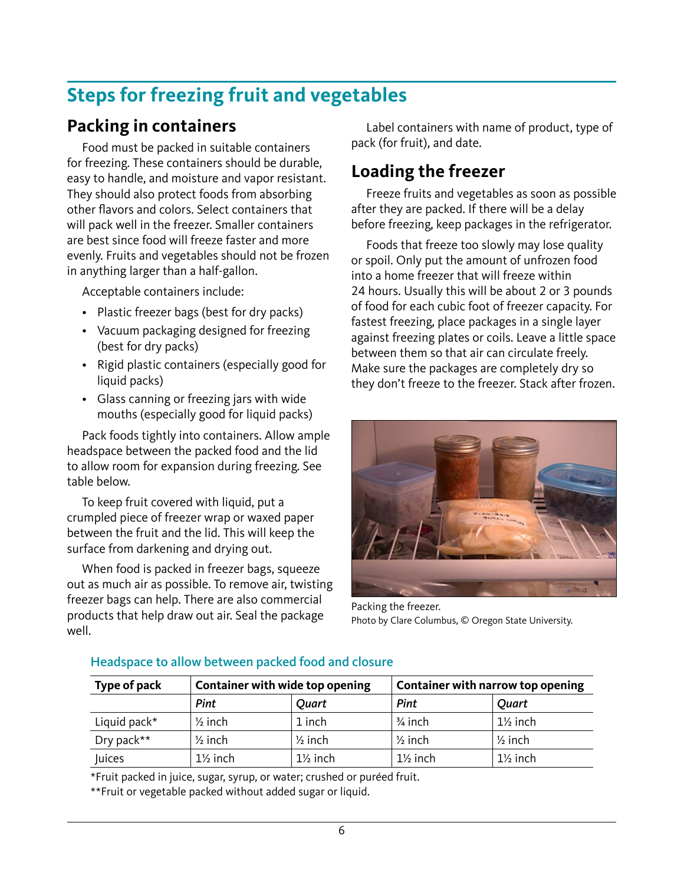# Steps for freezing fruit and vegetables

## Packing in containers

Food must be packed in suitable containers for freezing. These containers should be durable, easy to handle, and moisture and vapor resistant. They should also protect foods from absorbing other flavors and colors. Select containers that will pack well in the freezer. Smaller containers are best since food will freeze faster and more evenly. Fruits and vegetables should not be frozen in anything larger than a half-gallon.

Acceptable containers include:

- Plastic freezer bags (best for dry packs)
- Vacuum packaging designed for freezing (best for dry packs)
- Rigid plastic containers (especially good for liquid packs)
- Glass canning or freezing jars with wide mouths (especially good for liquid packs)

Pack foods tightly into containers. Allow ample headspace between the packed food and the lid to allow room for expansion during freezing. See table below.

To keep fruit covered with liquid, put a crumpled piece of freezer wrap or waxed paper between the fruit and the lid. This will keep the surface from darkening and drying out.

When food is packed in freezer bags, squeeze out as much air as possible. To remove air, twisting freezer bags can help. There are also commercial products that help draw out air. Seal the package well.

Label containers with name of product, type of pack (for fruit), and date.

## Loading the freezer

Freeze fruits and vegetables as soon as possible after they are packed. If there will be a delay before freezing, keep packages in the refrigerator.

Foods that freeze too slowly may lose quality or spoil. Only put the amount of unfrozen food into a home freezer that will freeze within 24 hours. Usually this will be about 2 or 3 pounds of food for each cubic foot of freezer capacity. For fastest freezing, place packages in a single layer against freezing plates or coils. Leave a little space between them so that air can circulate freely. Make sure the packages are completely dry so they don't freeze to the freezer. Stack after frozen.

Packing the freezer.
Photo by Clare Columbus, © Oregon State University.

### Headspace to allow between packed food and closure

| Type of pack | Container with wide top opening | | Container with narrow top opening | |
|---|---|---|---|---|
| | *Pint* | *Quart* | *Pint* | *Quart* |
| Liquid pack* | ½ inch | 1 inch | ¾ inch | 1½ inch |
| Dry pack** | ½ inch | ½ inch | ½ inch | ½ inch |
| Juices | 1½ inch | 1½ inch | 1½ inch | 1½ inch |

*Fruit packed in juice, sugar, syrup, or water; crushed or puréed fruit.

**Fruit or vegetable packed without added sugar or liquid.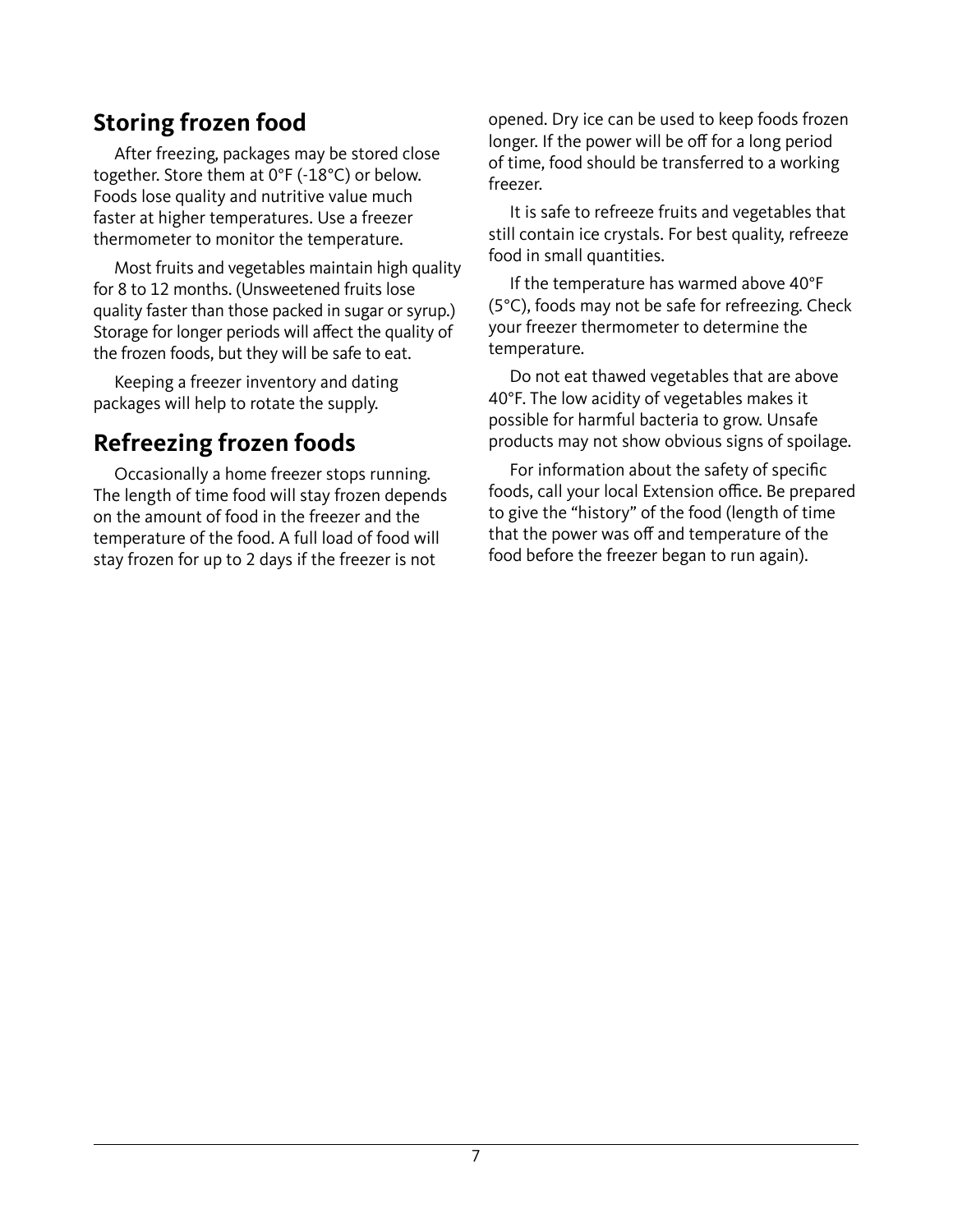## Storing frozen food

After freezing, packages may be stored close together. Store them at 0°F (-18°C) or below. Foods lose quality and nutritive value much faster at higher temperatures. Use a freezer thermometer to monitor the temperature.

Most fruits and vegetables maintain high quality for 8 to 12 months. (Unsweetened fruits lose quality faster than those packed in sugar or syrup.) Storage for longer periods will affect the quality of the frozen foods, but they will be safe to eat.

Keeping a freezer inventory and dating packages will help to rotate the supply.

## Refreezing frozen foods

Occasionally a home freezer stops running. The length of time food will stay frozen depends on the amount of food in the freezer and the temperature of the food. A full load of food will stay frozen for up to 2 days if the freezer is not opened. Dry ice can be used to keep foods frozen longer. If the power will be off for a long period of time, food should be transferred to a working freezer.

It is safe to refreeze fruits and vegetables that still contain ice crystals. For best quality, refreeze food in small quantities.

If the temperature has warmed above 40°F (5°C), foods may not be safe for refreezing. Check your freezer thermometer to determine the temperature.

Do not eat thawed vegetables that are above 40°F. The low acidity of vegetables makes it possible for harmful bacteria to grow. Unsafe products may not show obvious signs of spoilage.

For information about the safety of specific foods, call your local Extension office. Be prepared to give the "history" of the food (length of time that the power was off and temperature of the food before the freezer began to run again).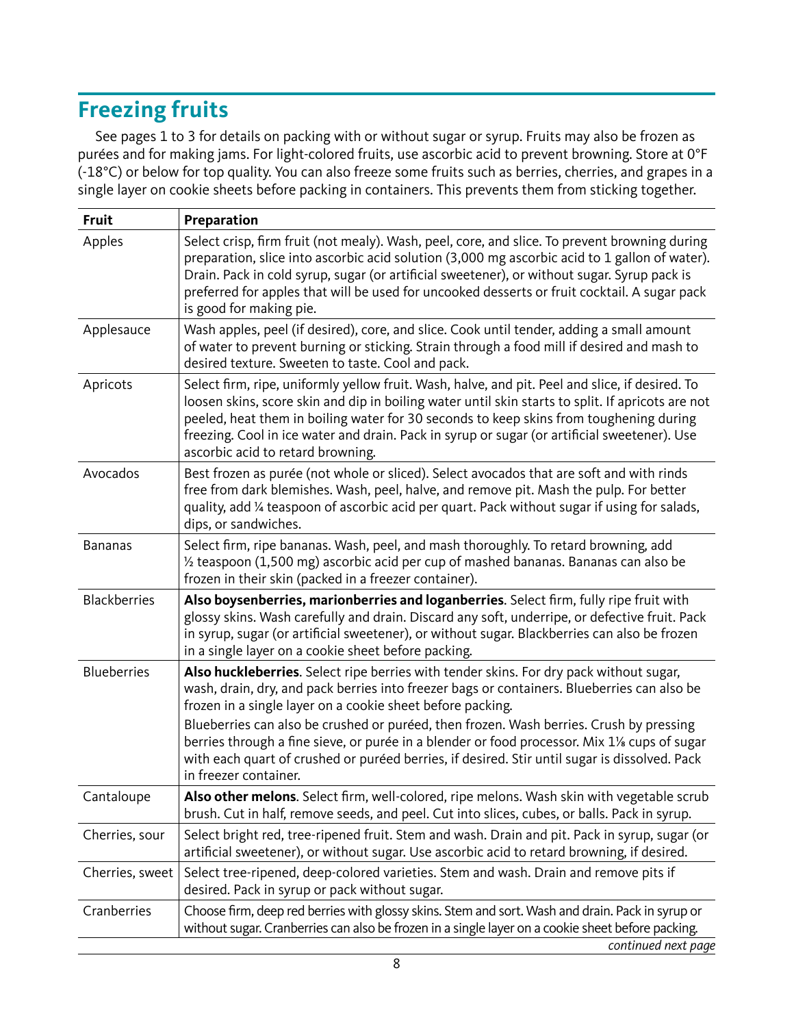## Freezing fruits

See pages 1 to 3 for details on packing with or without sugar or syrup. Fruits may also be frozen as purées and for making jams. For light-colored fruits, use ascorbic acid to prevent browning. Store at 0°F (-18°C) or below for top quality. You can also freeze some fruits such as berries, cherries, and grapes in a single layer on cookie sheets before packing in containers. This prevents them from sticking together.

| Fruit | Preparation |
|---|---|
| Apples | Select crisp, firm fruit (not mealy). Wash, peel, core, and slice. To prevent browning during preparation, slice into ascorbic acid solution (3,000 mg ascorbic acid to 1 gallon of water). Drain. Pack in cold syrup, sugar (or artificial sweetener), or without sugar. Syrup pack is preferred for apples that will be used for uncooked desserts or fruit cocktail. A sugar pack is good for making pie. |
| Applesauce | Wash apples, peel (if desired), core, and slice. Cook until tender, adding a small amount of water to prevent burning or sticking. Strain through a food mill if desired and mash to desired texture. Sweeten to taste. Cool and pack. |
| Apricots | Select firm, ripe, uniformly yellow fruit. Wash, halve, and pit. Peel and slice, if desired. To loosen skins, score skin and dip in boiling water until skin starts to split. If apricots are not peeled, heat them in boiling water for 30 seconds to keep skins from toughening during freezing. Cool in ice water and drain. Pack in syrup or sugar (or artificial sweetener). Use ascorbic acid to retard browning. |
| Avocados | Best frozen as purée (not whole or sliced). Select avocados that are soft and with rinds free from dark blemishes. Wash, peel, halve, and remove pit. Mash the pulp. For better quality, add ¼ teaspoon of ascorbic acid per quart. Pack without sugar if using for salads, dips, or sandwiches. |
| Bananas | Select firm, ripe bananas. Wash, peel, and mash thoroughly. To retard browning, add ½ teaspoon (1,500 mg) ascorbic acid per cup of mashed bananas. Bananas can also be frozen in their skin (packed in a freezer container). |
| Blackberries | **Also boysenberries, marionberries and loganberries**. Select firm, fully ripe fruit with glossy skins. Wash carefully and drain. Discard any soft, underripe, or defective fruit. Pack in syrup, sugar (or artificial sweetener), or without sugar. Blackberries can also be frozen in a single layer on a cookie sheet before packing. |
| Blueberries | **Also huckleberries**. Select ripe berries with tender skins. For dry pack without sugar, wash, drain, dry, and pack berries into freezer bags or containers. Blueberries can also be frozen in a single layer on a cookie sheet before packing. Blueberries can also be crushed or puréed, then frozen. Wash berries. Crush by pressing berries through a fine sieve, or purée in a blender or food processor. Mix 1⅛ cups of sugar with each quart of crushed or puréed berries, if desired. Stir until sugar is dissolved. Pack in freezer container. |
| Cantaloupe | **Also other melons**. Select firm, well-colored, ripe melons. Wash skin with vegetable scrub brush. Cut in half, remove seeds, and peel. Cut into slices, cubes, or balls. Pack in syrup. |
| Cherries, sour | Select bright red, tree-ripened fruit. Stem and wash. Drain and pit. Pack in syrup, sugar (or artificial sweetener), or without sugar. Use ascorbic acid to retard browning, if desired. |
| Cherries, sweet | Select tree-ripened, deep-colored varieties. Stem and wash. Drain and remove pits if desired. Pack in syrup or pack without sugar. |
| Cranberries | Choose firm, deep red berries with glossy skins. Stem and sort. Wash and drain. Pack in syrup or without sugar. Cranberries can also be frozen in a single layer on a cookie sheet before packing. |

*continued next page*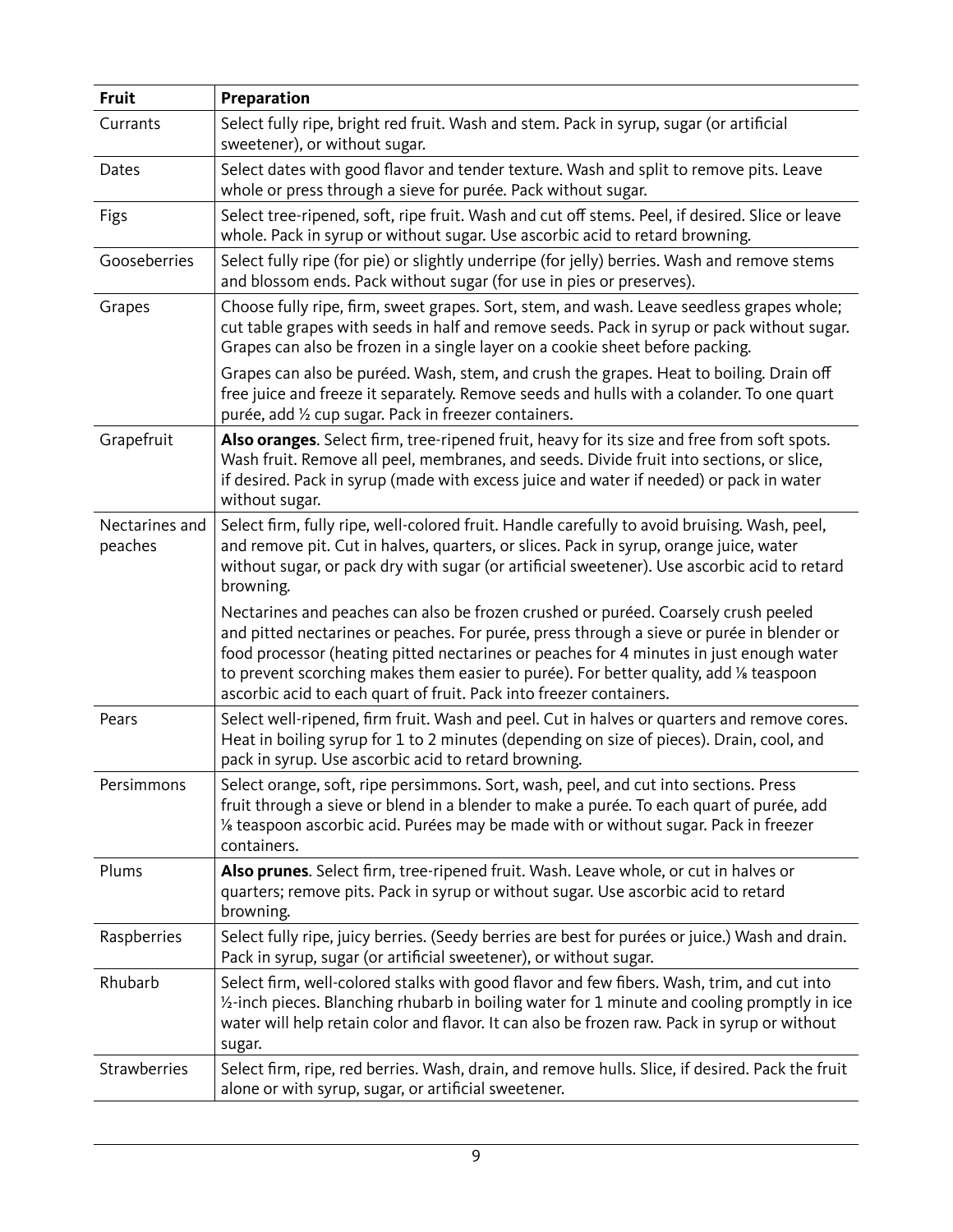| Fruit | Preparation |
|---|---|
| Currants | Select fully ripe, bright red fruit. Wash and stem. Pack in syrup, sugar (or artificial sweetener), or without sugar. |
| Dates | Select dates with good flavor and tender texture. Wash and split to remove pits. Leave whole or press through a sieve for purée. Pack without sugar. |
| Figs | Select tree-ripened, soft, ripe fruit. Wash and cut off stems. Peel, if desired. Slice or leave whole. Pack in syrup or without sugar. Use ascorbic acid to retard browning. |
| Gooseberries | Select fully ripe (for pie) or slightly underripe (for jelly) berries. Wash and remove stems and blossom ends. Pack without sugar (for use in pies or preserves). |
| Grapes | Choose fully ripe, firm, sweet grapes. Sort, stem, and wash. Leave seedless grapes whole; cut table grapes with seeds in half and remove seeds. Pack in syrup or pack without sugar. Grapes can also be frozen in a single layer on a cookie sheet before packing.<br><br>Grapes can also be puréed. Wash, stem, and crush the grapes. Heat to boiling. Drain off free juice and freeze it separately. Remove seeds and hulls with a colander. To one quart purée, add ½ cup sugar. Pack in freezer containers. |
| Grapefruit | **Also oranges**. Select firm, tree-ripened fruit, heavy for its size and free from soft spots. Wash fruit. Remove all peel, membranes, and seeds. Divide fruit into sections, or slice, if desired. Pack in syrup (made with excess juice and water if needed) or pack in water without sugar. |
| Nectarines and peaches | Select firm, fully ripe, well-colored fruit. Handle carefully to avoid bruising. Wash, peel, and remove pit. Cut in halves, quarters, or slices. Pack in syrup, orange juice, water without sugar, or pack dry with sugar (or artificial sweetener). Use ascorbic acid to retard browning.<br><br>Nectarines and peaches can also be frozen crushed or puréed. Coarsely crush peeled and pitted nectarines or peaches. For purée, press through a sieve or purée in blender or food processor (heating pitted nectarines or peaches for 4 minutes in just enough water to prevent scorching makes them easier to purée). For better quality, add ⅛ teaspoon ascorbic acid to each quart of fruit. Pack into freezer containers. |
| Pears | Select well-ripened, firm fruit. Wash and peel. Cut in halves or quarters and remove cores. Heat in boiling syrup for 1 to 2 minutes (depending on size of pieces). Drain, cool, and pack in syrup. Use ascorbic acid to retard browning. |
| Persimmons | Select orange, soft, ripe persimmons. Sort, wash, peel, and cut into sections. Press fruit through a sieve or blend in a blender to make a purée. To each quart of purée, add ⅛ teaspoon ascorbic acid. Purées may be made with or without sugar. Pack in freezer containers. |
| Plums | **Also prunes**. Select firm, tree-ripened fruit. Wash. Leave whole, or cut in halves or quarters; remove pits. Pack in syrup or without sugar. Use ascorbic acid to retard browning. |
| Raspberries | Select fully ripe, juicy berries. (Seedy berries are best for purées or juice.) Wash and drain. Pack in syrup, sugar (or artificial sweetener), or without sugar. |
| Rhubarb | Select firm, well-colored stalks with good flavor and few fibers. Wash, trim, and cut into ½-inch pieces. Blanching rhubarb in boiling water for 1 minute and cooling promptly in ice water will help retain color and flavor. It can also be frozen raw. Pack in syrup or without sugar. |
| Strawberries | Select firm, ripe, red berries. Wash, drain, and remove hulls. Slice, if desired. Pack the fruit alone or with syrup, sugar, or artificial sweetener. |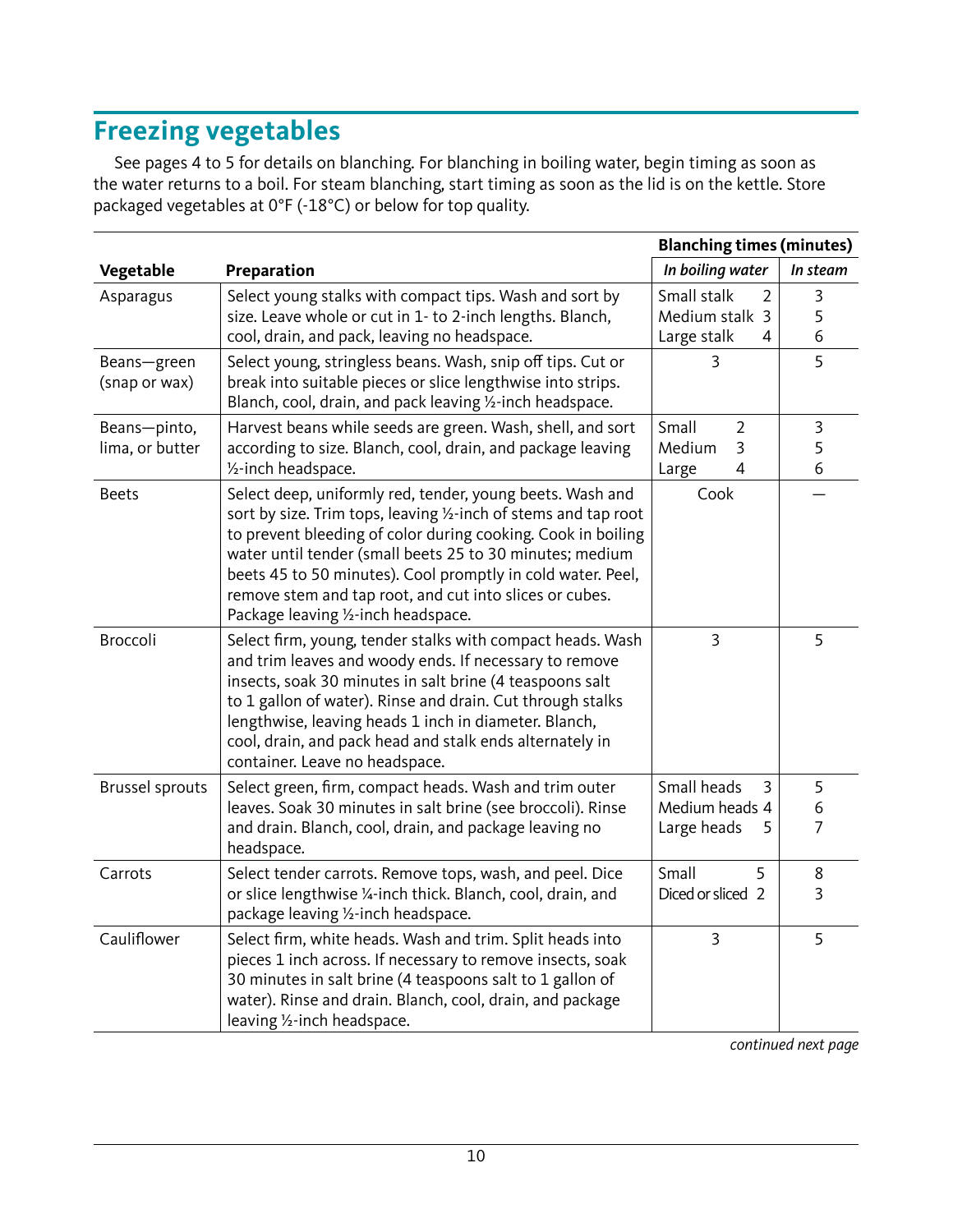## Freezing vegetables

See pages 4 to 5 for details on blanching. For blanching in boiling water, begin timing as soon as the water returns to a boil. For steam blanching, start timing as soon as the lid is on the kettle. Store packaged vegetables at 0°F (-18°C) or below for top quality.

| Vegetable | Preparation | Blanching times (minutes) | |
|---|---|---|---|
| | | *In boiling water* | *In steam* |
| Asparagus | Select young stalks with compact tips. Wash and sort by size. Leave whole or cut in 1- to 2-inch lengths. Blanch, cool, drain, and pack, leaving no headspace. | Small stalk 2<br>Medium stalk 3<br>Large stalk 4 | 3<br>5<br>6 |
| Beans—green (snap or wax) | Select young, stringless beans. Wash, snip off tips. Cut or break into suitable pieces or slice lengthwise into strips. Blanch, cool, drain, and pack leaving ½-inch headspace. | 3 | 5 |
| Beans—pinto, lima, or butter | Harvest beans while seeds are green. Wash, shell, and sort according to size. Blanch, cool, drain, and package leaving ½-inch headspace. | Small 2<br>Medium 3<br>Large 4 | 3<br>5<br>6 |
| Beets | Select deep, uniformly red, tender, young beets. Wash and sort by size. Trim tops, leaving ½-inch of stems and tap root to prevent bleeding of color during cooking. Cook in boiling water until tender (small beets 25 to 30 minutes; medium beets 45 to 50 minutes). Cool promptly in cold water. Peel, remove stem and tap root, and cut into slices or cubes. Package leaving ½-inch headspace. | Cook | — |
| Broccoli | Select firm, young, tender stalks with compact heads. Wash and trim leaves and woody ends. If necessary to remove insects, soak 30 minutes in salt brine (4 teaspoons salt to 1 gallon of water). Rinse and drain. Cut through stalks lengthwise, leaving heads 1 inch in diameter. Blanch, cool, drain, and pack head and stalk ends alternately in container. Leave no headspace. | 3 | 5 |
| Brussel sprouts | Select green, firm, compact heads. Wash and trim outer leaves. Soak 30 minutes in salt brine (see broccoli). Rinse and drain. Blanch, cool, drain, and package leaving no headspace. | Small heads 3<br>Medium heads 4<br>Large heads 5 | 5<br>6<br>7 |
| Carrots | Select tender carrots. Remove tops, wash, and peel. Dice or slice lengthwise ¼-inch thick. Blanch, cool, drain, and package leaving ½-inch headspace. | Small 5<br>Diced or sliced 2 | 8<br>3 |
| Cauliflower | Select firm, white heads. Wash and trim. Split heads into pieces 1 inch across. If necessary to remove insects, soak 30 minutes in salt brine (4 teaspoons salt to 1 gallon of water). Rinse and drain. Blanch, cool, drain, and package leaving ½-inch headspace. | 3 | 5 |

*continued next page*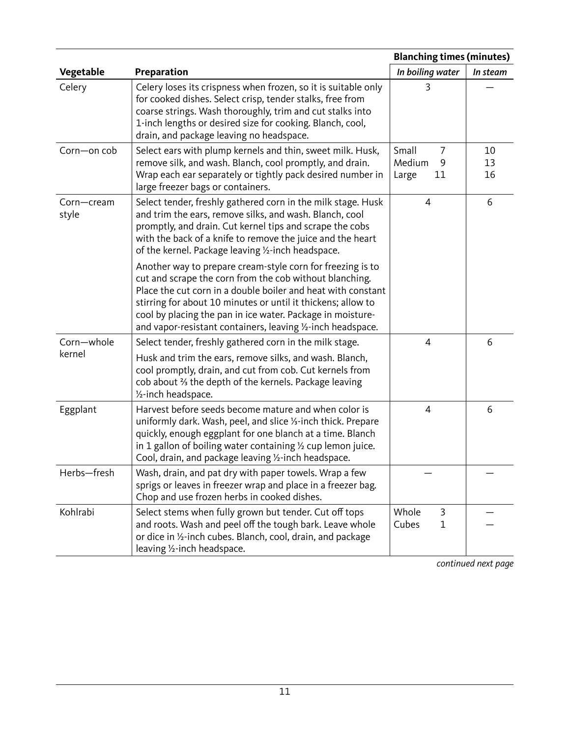| Vegetable | Preparation | Blanching times (minutes) | |
|---|---|---|---|
| | | *In boiling water* | *In steam* |
| Celery | Celery loses its crispness when frozen, so it is suitable only for cooked dishes. Select crisp, tender stalks, free from coarse strings. Wash thoroughly, trim and cut stalks into 1-inch lengths or desired size for cooking. Blanch, cool, drain, and package leaving no headspace. | 3 | — |
| Corn—on cob | Select ears with plump kernels and thin, sweet milk. Husk, remove silk, and wash. Blanch, cool promptly, and drain. Wrap each ear separately or tightly pack desired number in large freezer bags or containers. | Small 7<br>Medium 9<br>Large 11 | 10<br>13<br>16 |
| Corn—cream style | Select tender, freshly gathered corn in the milk stage. Husk and trim the ears, remove silks, and wash. Blanch, cool promptly, and drain. Cut kernel tips and scrape the cobs with the back of a knife to remove the juice and the heart of the kernel. Package leaving ½-inch headspace.<br><br>Another way to prepare cream-style corn for freezing is to cut and scrape the corn from the cob without blanching. Place the cut corn in a double boiler and heat with constant stirring for about 10 minutes or until it thickens; allow to cool by placing the pan in ice water. Package in moisture- and vapor-resistant containers, leaving ½-inch headspace. | 4 | 6 |
| Corn—whole kernel | Select tender, freshly gathered corn in the milk stage.<br><br>Husk and trim the ears, remove silks, and wash. Blanch, cool promptly, drain, and cut from cob. Cut kernels from cob about ⅔ the depth of the kernels. Package leaving ½-inch headspace. | 4 | 6 |
| Eggplant | Harvest before seeds become mature and when color is uniformly dark. Wash, peel, and slice ⅓-inch thick. Prepare quickly, enough eggplant for one blanch at a time. Blanch in 1 gallon of boiling water containing ½ cup lemon juice. Cool, drain, and package leaving ½-inch headspace. | 4 | 6 |
| Herbs—fresh | Wash, drain, and pat dry with paper towels. Wrap a few sprigs or leaves in freezer wrap and place in a freezer bag. Chop and use frozen herbs in cooked dishes. | — | — |
| Kohlrabi | Select stems when fully grown but tender. Cut off tops and roots. Wash and peel off the tough bark. Leave whole or dice in ½-inch cubes. Blanch, cool, drain, and package leaving ½-inch headspace. | Whole 3<br>Cubes 1 | —<br>— |

*continued next page*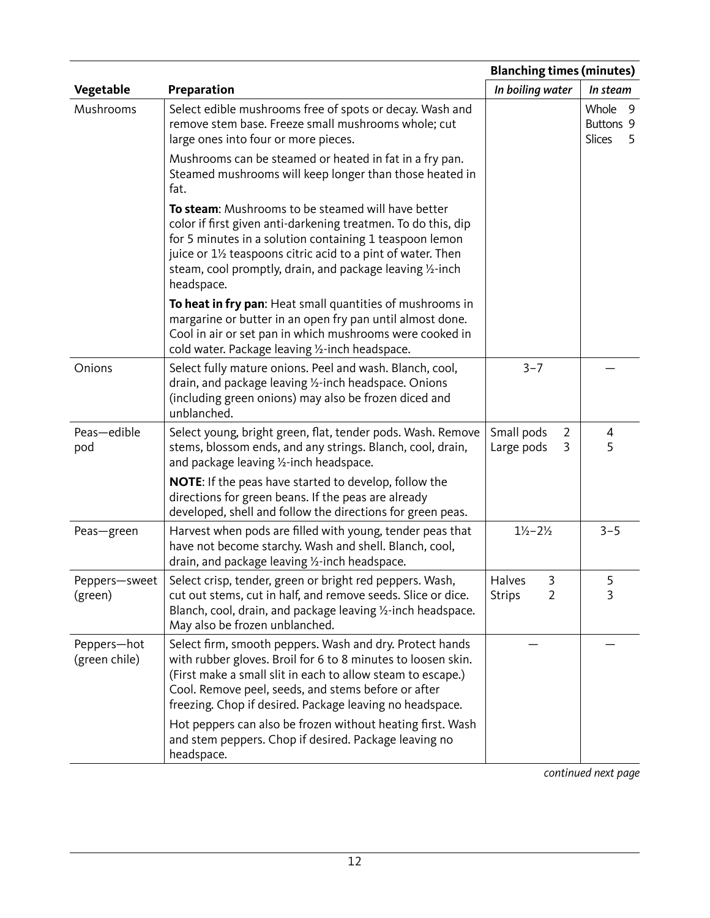| Vegetable | Preparation | Blanching times (minutes) | |
|---|---|---|---|
| | | *In boiling water* | *In steam* |
| Mushrooms | Select edible mushrooms free of spots or decay. Wash and remove stem base. Freeze small mushrooms whole; cut large ones into four or more pieces.<br><br>Mushrooms can be steamed or heated in fat in a fry pan. Steamed mushrooms will keep longer than those heated in fat.<br><br>**To steam**: Mushrooms to be steamed will have better color if first given anti-darkening treatmen. To do this, dip for 5 minutes in a solution containing 1 teaspoon lemon juice or 1½ teaspoons citric acid to a pint of water. Then steam, cool promptly, drain, and package leaving ½-inch headspace.<br><br>**To heat in fry pan**: Heat small quantities of mushrooms in margarine or butter in an open fry pan until almost done. Cool in air or set pan in which mushrooms were cooked in cold water. Package leaving ½-inch headspace. | | Whole 9<br>Buttons 9<br>Slices 5 |
| Onions | Select fully mature onions. Peel and wash. Blanch, cool, drain, and package leaving ½-inch headspace. Onions (including green onions) may also be frozen diced and unblanched. | 3–7 | — |
| Peas—edible pod | Select young, bright green, flat, tender pods. Wash. Remove stems, blossom ends, and any strings. Blanch, cool, drain, and package leaving ½-inch headspace.<br><br>**NOTE**: If the peas have started to develop, follow the directions for green beans. If the peas are already developed, shell and follow the directions for green peas. | Small pods 2<br>Large pods 3 | 4<br>5 |
| Peas—green | Harvest when pods are filled with young, tender peas that have not become starchy. Wash and shell. Blanch, cool, drain, and package leaving ½-inch headspace. | 1½–2½ | 3–5 |
| Peppers—sweet (green) | Select crisp, tender, green or bright red peppers. Wash, cut out stems, cut in half, and remove seeds. Slice or dice. Blanch, cool, drain, and package leaving ½-inch headspace. May also be frozen unblanched. | Halves 3<br>Strips 2 | 5<br>3 |
| Peppers—hot (green chile) | Select firm, smooth peppers. Wash and dry. Protect hands with rubber gloves. Broil for 6 to 8 minutes to loosen skin. (First make a small slit in each to allow steam to escape.) Cool. Remove peel, seeds, and stems before or after freezing. Chop if desired. Package leaving no headspace.<br><br>Hot peppers can also be frozen without heating first. Wash and stem peppers. Chop if desired. Package leaving no headspace. | — | — |

*continued next page*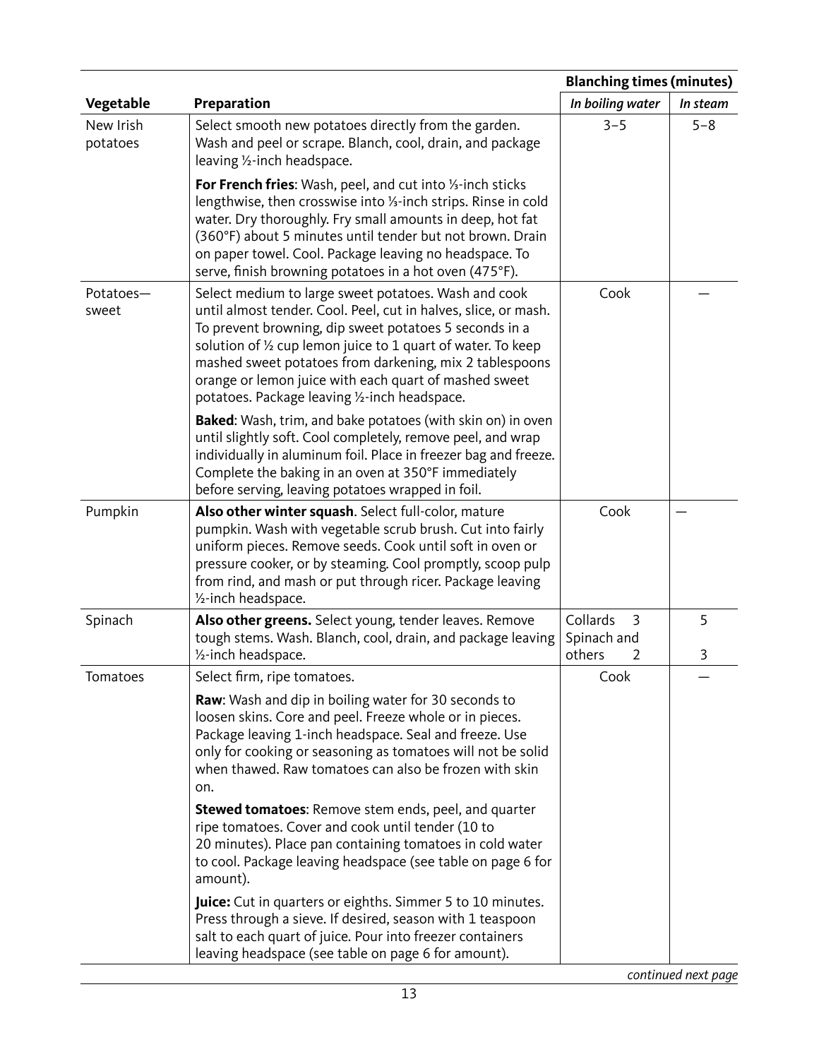| Vegetable | Preparation | Blanching times (minutes) | |
|---|---|---|---|
| | | *In boiling water* | *In steam* |
| New Irish potatoes | Select smooth new potatoes directly from the garden. Wash and peel or scrape. Blanch, cool, drain, and package leaving ½-inch headspace. | 3–5 | 5–8 |
| | **For French fries**: Wash, peel, and cut into ⅓-inch sticks lengthwise, then crosswise into ⅓-inch strips. Rinse in cold water. Dry thoroughly. Fry small amounts in deep, hot fat (360°F) about 5 minutes until tender but not brown. Drain on paper towel. Cool. Package leaving no headspace. To serve, finish browning potatoes in a hot oven (475°F). | | |
| Potatoes—sweet | Select medium to large sweet potatoes. Wash and cook until almost tender. Cool. Peel, cut in halves, slice, or mash. To prevent browning, dip sweet potatoes 5 seconds in a solution of ½ cup lemon juice to 1 quart of water. To keep mashed sweet potatoes from darkening, mix 2 tablespoons orange or lemon juice with each quart of mashed sweet potatoes. Package leaving ½-inch headspace. | Cook | — |
| | **Baked**: Wash, trim, and bake potatoes (with skin on) in oven until slightly soft. Cool completely, remove peel, and wrap individually in aluminum foil. Place in freezer bag and freeze. Complete the baking in an oven at 350°F immediately before serving, leaving potatoes wrapped in foil. | | |
| Pumpkin | **Also other winter squash**. Select full-color, mature pumpkin. Wash with vegetable scrub brush. Cut into fairly uniform pieces. Remove seeds. Cook until soft in oven or pressure cooker, or by steaming. Cool promptly, scoop pulp from rind, and mash or put through ricer. Package leaving ½-inch headspace. | Cook | — |
| Spinach | **Also other greens.** Select young, tender leaves. Remove tough stems. Wash. Blanch, cool, drain, and package leaving ½-inch headspace. | Collards 3<br>Spinach and others 2 | 5<br>3 |
| Tomatoes | Select firm, ripe tomatoes. | Cook | — |
| | **Raw**: Wash and dip in boiling water for 30 seconds to loosen skins. Core and peel. Freeze whole or in pieces. Package leaving 1-inch headspace. Seal and freeze. Use only for cooking or seasoning as tomatoes will not be solid when thawed. Raw tomatoes can also be frozen with skin on. | | |
| | **Stewed tomatoes**: Remove stem ends, peel, and quarter ripe tomatoes. Cover and cook until tender (10 to 20 minutes). Place pan containing tomatoes in cold water to cool. Package leaving headspace (see table on page 6 for amount). | | |
| | **Juice:** Cut in quarters or eighths. Simmer 5 to 10 minutes. Press through a sieve. If desired, season with 1 teaspoon salt to each quart of juice. Pour into freezer containers leaving headspace (see table on page 6 for amount). | | |

*continued next page*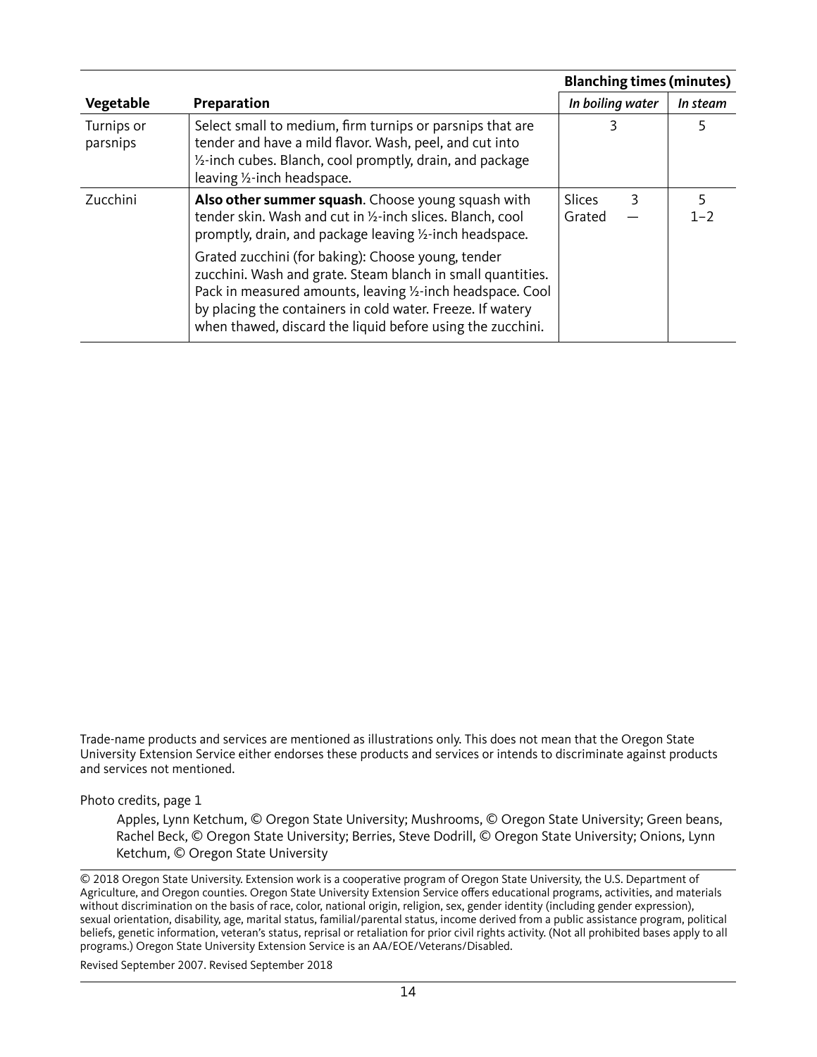| | | Blanching times (minutes) | |
|---|---|---|---|
| **Vegetable** | **Preparation** | *In boiling water* | *In steam* |
| Turnips or parsnips | Select small to medium, firm turnips or parsnips that are tender and have a mild flavor. Wash, peel, and cut into ½-inch cubes. Blanch, cool promptly, drain, and package leaving ½-inch headspace. | 3 | 5 |
| Zucchini | **Also other summer squash**. Choose young squash with tender skin. Wash and cut in ½-inch slices. Blanch, cool promptly, drain, and package leaving ½-inch headspace.<br><br>Grated zucchini (for baking): Choose young, tender zucchini. Wash and grate. Steam blanch in small quantities. Pack in measured amounts, leaving ½-inch headspace. Cool by placing the containers in cold water. Freeze. If watery when thawed, discard the liquid before using the zucchini. | Slices 3<br>Grated — | 5<br>1–2 |

Trade-name products and services are mentioned as illustrations only. This does not mean that the Oregon State University Extension Service either endorses these products and services or intends to discriminate against products and services not mentioned.

Photo credits, page 1

Apples, Lynn Ketchum, © Oregon State University; Mushrooms, © Oregon State University; Green beans, Rachel Beck, © Oregon State University; Berries, Steve Dodrill, © Oregon State University; Onions, Lynn Ketchum, © Oregon State University

© 2018 Oregon State University. Extension work is a cooperative program of Oregon State University, the U.S. Department of Agriculture, and Oregon counties. Oregon State University Extension Service offers educational programs, activities, and materials without discrimination on the basis of race, color, national origin, religion, sex, gender identity (including gender expression), sexual orientation, disability, age, marital status, familial/parental status, income derived from a public assistance program, political beliefs, genetic information, veteran's status, reprisal or retaliation for prior civil rights activity. (Not all prohibited bases apply to all programs.) Oregon State University Extension Service is an AA/EOE/Veterans/Disabled.

Revised September 2007. Revised September 2018